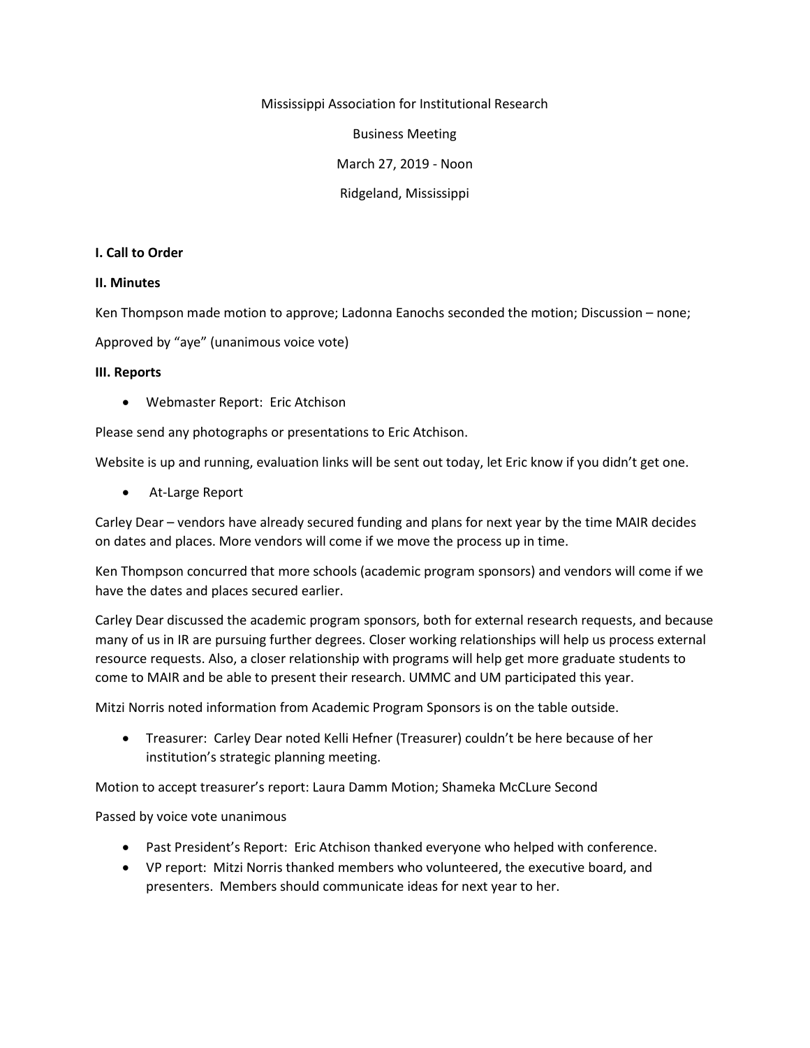Mississippi Association for Institutional Research

Business Meeting

March 27, 2019 - Noon

Ridgeland, Mississippi

**I. Call to Order**

**II. Minutes**

Ken Thompson made motion to approve; Ladonna Eanochs seconded the motion; Discussion – none;

Approved by "aye" (unanimous voice vote)

**III. Reports**

- Webmaster Report: Eric Atchison

Please send any photographs or presentations to Eric Atchison.

Website is up and running, evaluation links will be sent out today, let Eric know if you didn't get one.

- At-Large Report

Carley Dear – vendors have already secured funding and plans for next year by the time MAIR decides on dates and places. More vendors will come if we move the process up in time.

Ken Thompson concurred that more schools (academic program sponsors) and vendors will come if we have the dates and places secured earlier.

Carley Dear discussed the academic program sponsors, both for external research requests, and because many of us in IR are pursuing further degrees. Closer working relationships will help us process external resource requests. Also, a closer relationship with programs will help get more graduate students to come to MAIR and be able to present their research. UMMC and UM participated this year.

Mitzi Norris noted information from Academic Program Sponsors is on the table outside.

- Treasurer: Carley Dear noted Kelli Hefner (Treasurer) couldn't be here because of her institution's strategic planning meeting.

Motion to accept treasurer's report: Laura Damm Motion; Shameka McCLure Second

Passed by voice vote unanimous

- Past President's Report: Eric Atchison thanked everyone who helped with conference.
- VP report: Mitzi Norris thanked members who volunteered, the executive board, and presenters. Members should communicate ideas for next year to her.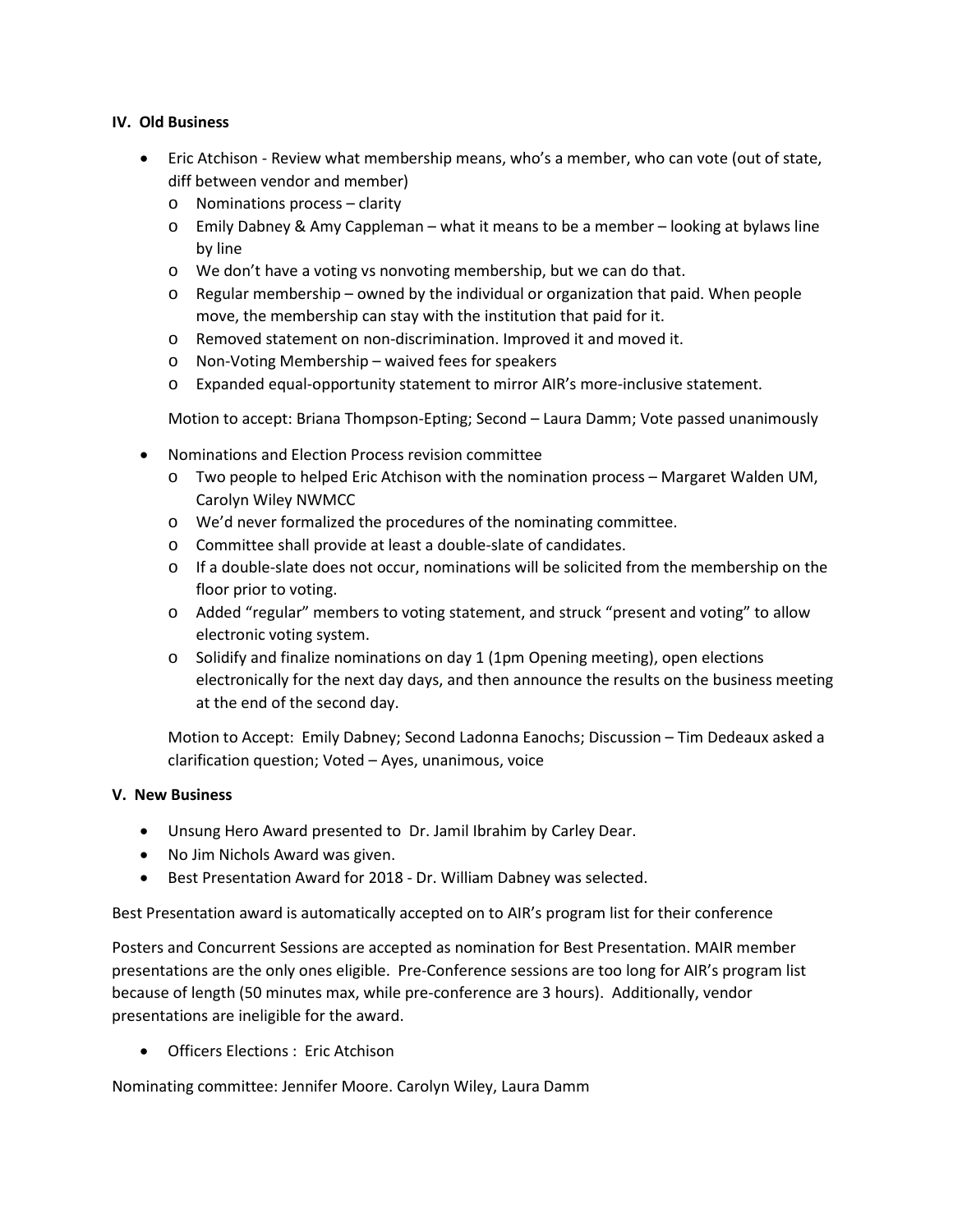### IV. Old Business

- Eric Atchison - Review what membership means, who's a member, who can vote (out of state, diff between vendor and member)
  - Nominations process – clarity
  - Emily Dabney & Amy Cappleman – what it means to be a member – looking at bylaws line by line
  - We don't have a voting vs nonvoting membership, but we can do that.
  - Regular membership – owned by the individual or organization that paid. When people move, the membership can stay with the institution that paid for it.
  - Removed statement on non-discrimination. Improved it and moved it.
  - Non-Voting Membership – waived fees for speakers
  - Expanded equal-opportunity statement to mirror AIR's more-inclusive statement.

  Motion to accept: Briana Thompson-Epting; Second – Laura Damm; Vote passed unanimously

- Nominations and Election Process revision committee
  - Two people to helped Eric Atchison with the nomination process – Margaret Walden UM, Carolyn Wiley NWMCC
  - We'd never formalized the procedures of the nominating committee.
  - Committee shall provide at least a double-slate of candidates.
  - If a double-slate does not occur, nominations will be solicited from the membership on the floor prior to voting.
  - Added "regular" members to voting statement, and struck "present and voting" to allow electronic voting system.
  - Solidify and finalize nominations on day 1 (1pm Opening meeting), open elections electronically for the next day days, and then announce the results on the business meeting at the end of the second day.

  Motion to Accept: Emily Dabney; Second Ladonna Eanochs; Discussion – Tim Dedeaux asked a clarification question; Voted – Ayes, unanimous, voice

### V. New Business

- Unsung Hero Award presented to Dr. Jamil Ibrahim by Carley Dear.
- No Jim Nichols Award was given.
- Best Presentation Award for 2018 - Dr. William Dabney was selected.

Best Presentation award is automatically accepted on to AIR's program list for their conference

Posters and Concurrent Sessions are accepted as nomination for Best Presentation. MAIR member presentations are the only ones eligible. Pre-Conference sessions are too long for AIR's program list because of length (50 minutes max, while pre-conference are 3 hours). Additionally, vendor presentations are ineligible for the award.

- Officers Elections : Eric Atchison

Nominating committee: Jennifer Moore. Carolyn Wiley, Laura Damm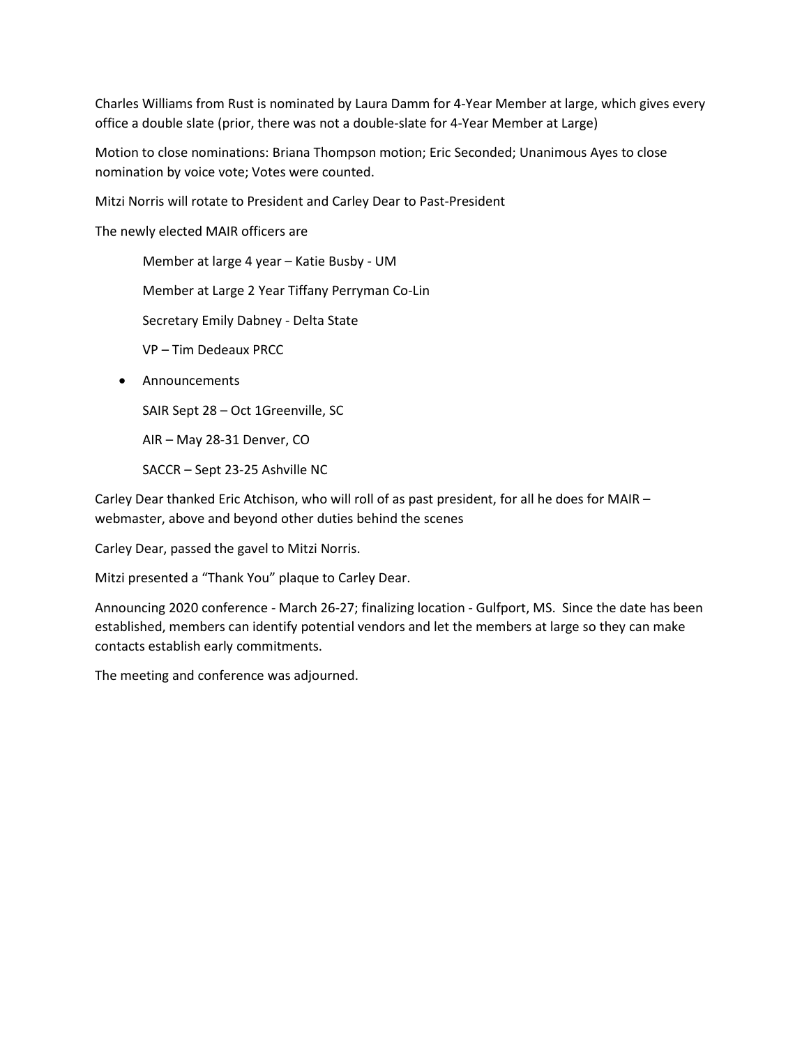Charles Williams from Rust is nominated by Laura Damm for 4-Year Member at large, which gives every office a double slate (prior, there was not a double-slate for 4-Year Member at Large)

Motion to close nominations: Briana Thompson motion; Eric Seconded; Unanimous Ayes to close nomination by voice vote; Votes were counted.

Mitzi Norris will rotate to President and Carley Dear to Past-President

The newly elected MAIR officers are

Member at large 4 year – Katie Busby - UM

Member at Large 2 Year Tiffany Perryman Co-Lin

Secretary Emily Dabney - Delta State

VP – Tim Dedeaux PRCC

- Announcements

  SAIR Sept 28 – Oct 1Greenville, SC

  AIR – May 28-31 Denver, CO

  SACCR – Sept 23-25 Ashville NC

Carley Dear thanked Eric Atchison, who will roll of as past president, for all he does for MAIR – webmaster, above and beyond other duties behind the scenes

Carley Dear, passed the gavel to Mitzi Norris.

Mitzi presented a "Thank You" plaque to Carley Dear.

Announcing 2020 conference - March 26-27; finalizing location - Gulfport, MS. Since the date has been established, members can identify potential vendors and let the members at large so they can make contacts establish early commitments.

The meeting and conference was adjourned.